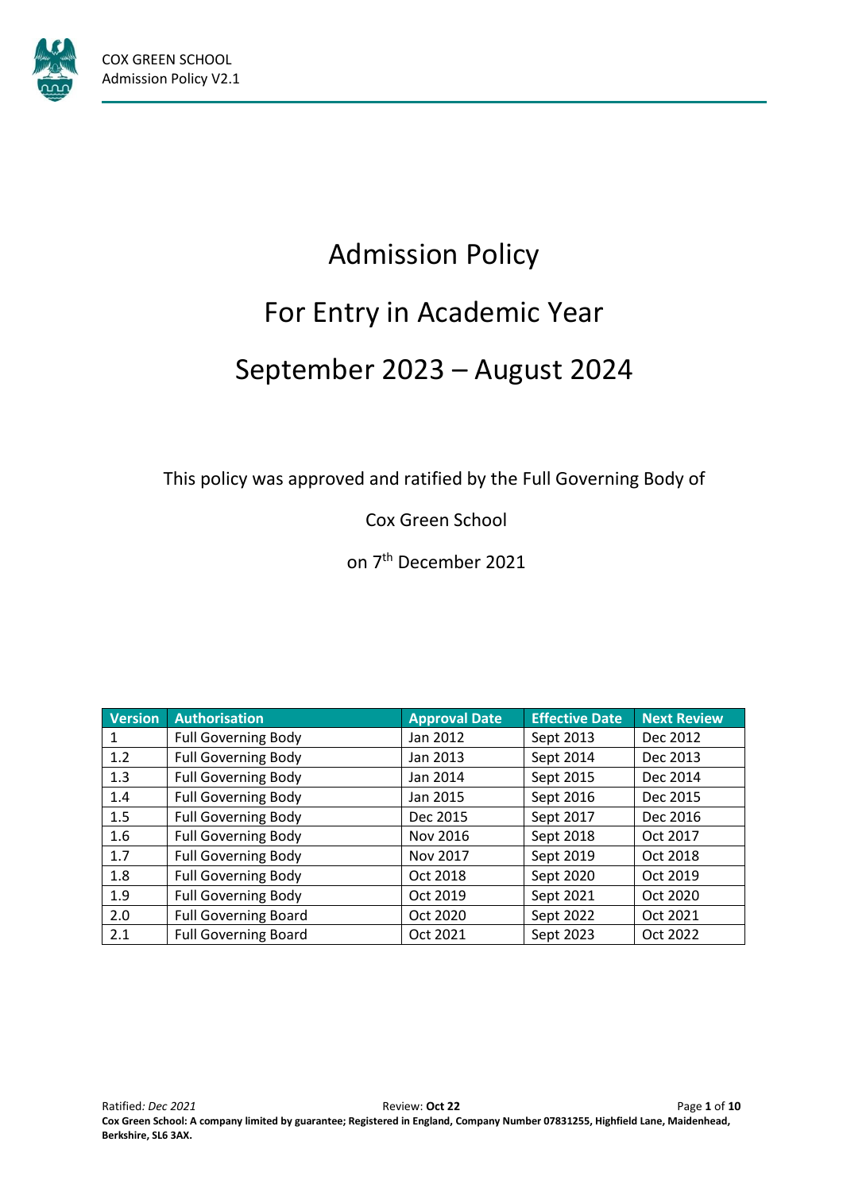# Admission Policy

# For Entry in Academic Year

# September 2023 – August 2024

This policy was approved and ratified by the Full Governing Body of

Cox Green School

on 7th December 2021

| Version | Authorisation | Approval Date | Effective Date | Next Review |
|---|---|---|---|---|
| 1 | Full Governing Body | Jan 2012 | Sept 2013 | Dec 2012 |
| 1.2 | Full Governing Body | Jan 2013 | Sept 2014 | Dec 2013 |
| 1.3 | Full Governing Body | Jan 2014 | Sept 2015 | Dec 2014 |
| 1.4 | Full Governing Body | Jan 2015 | Sept 2016 | Dec 2015 |
| 1.5 | Full Governing Body | Dec 2015 | Sept 2017 | Dec 2016 |
| 1.6 | Full Governing Body | Nov 2016 | Sept 2018 | Oct 2017 |
| 1.7 | Full Governing Body | Nov 2017 | Sept 2019 | Oct 2018 |
| 1.8 | Full Governing Body | Oct 2018 | Sept 2020 | Oct 2019 |
| 1.9 | Full Governing Body | Oct 2019 | Sept 2021 | Oct 2020 |
| 2.0 | Full Governing Board | Oct 2020 | Sept 2022 | Oct 2021 |
| 2.1 | Full Governing Board | Oct 2021 | Sept 2023 | Oct 2022 |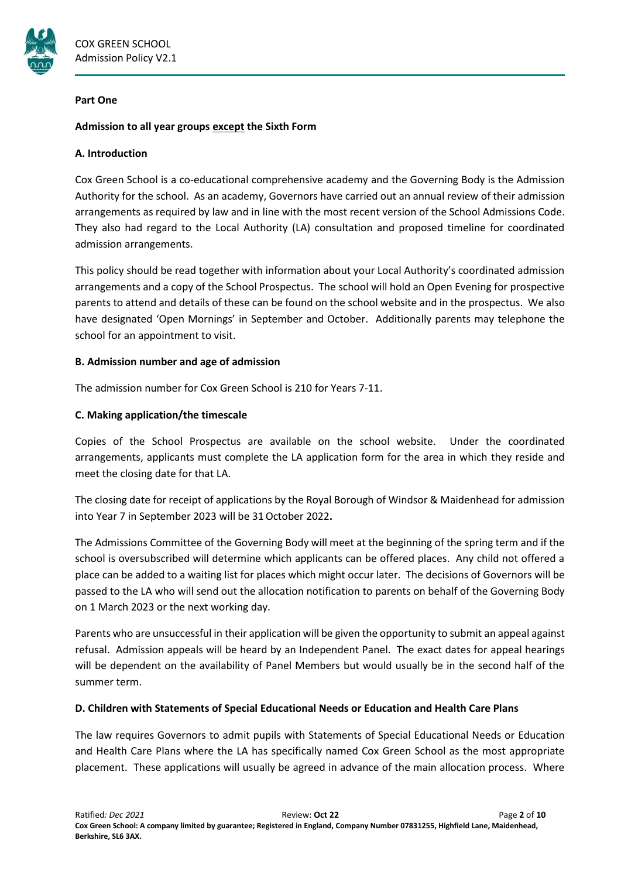**Part One**

**Admission to all year groups except the Sixth Form**

**A. Introduction**

Cox Green School is a co-educational comprehensive academy and the Governing Body is the Admission Authority for the school. As an academy, Governors have carried out an annual review of their admission arrangements as required by law and in line with the most recent version of the School Admissions Code. They also had regard to the Local Authority (LA) consultation and proposed timeline for coordinated admission arrangements.

This policy should be read together with information about your Local Authority's coordinated admission arrangements and a copy of the School Prospectus. The school will hold an Open Evening for prospective parents to attend and details of these can be found on the school website and in the prospectus. We also have designated 'Open Mornings' in September and October. Additionally parents may telephone the school for an appointment to visit.

**B. Admission number and age of admission**

The admission number for Cox Green School is 210 for Years 7-11.

**C. Making application/the timescale**

Copies of the School Prospectus are available on the school website. Under the coordinated arrangements, applicants must complete the LA application form for the area in which they reside and meet the closing date for that LA.

The closing date for receipt of applications by the Royal Borough of Windsor & Maidenhead for admission into Year 7 in September 2023 will be 31 October 2022**.**

The Admissions Committee of the Governing Body will meet at the beginning of the spring term and if the school is oversubscribed will determine which applicants can be offered places. Any child not offered a place can be added to a waiting list for places which might occur later. The decisions of Governors will be passed to the LA who will send out the allocation notification to parents on behalf of the Governing Body on 1 March 2023 or the next working day.

Parents who are unsuccessful in their application will be given the opportunity to submit an appeal against refusal. Admission appeals will be heard by an Independent Panel. The exact dates for appeal hearings will be dependent on the availability of Panel Members but would usually be in the second half of the summer term.

**D. Children with Statements of Special Educational Needs or Education and Health Care Plans**

The law requires Governors to admit pupils with Statements of Special Educational Needs or Education and Health Care Plans where the LA has specifically named Cox Green School as the most appropriate placement. These applications will usually be agreed in advance of the main allocation process. Where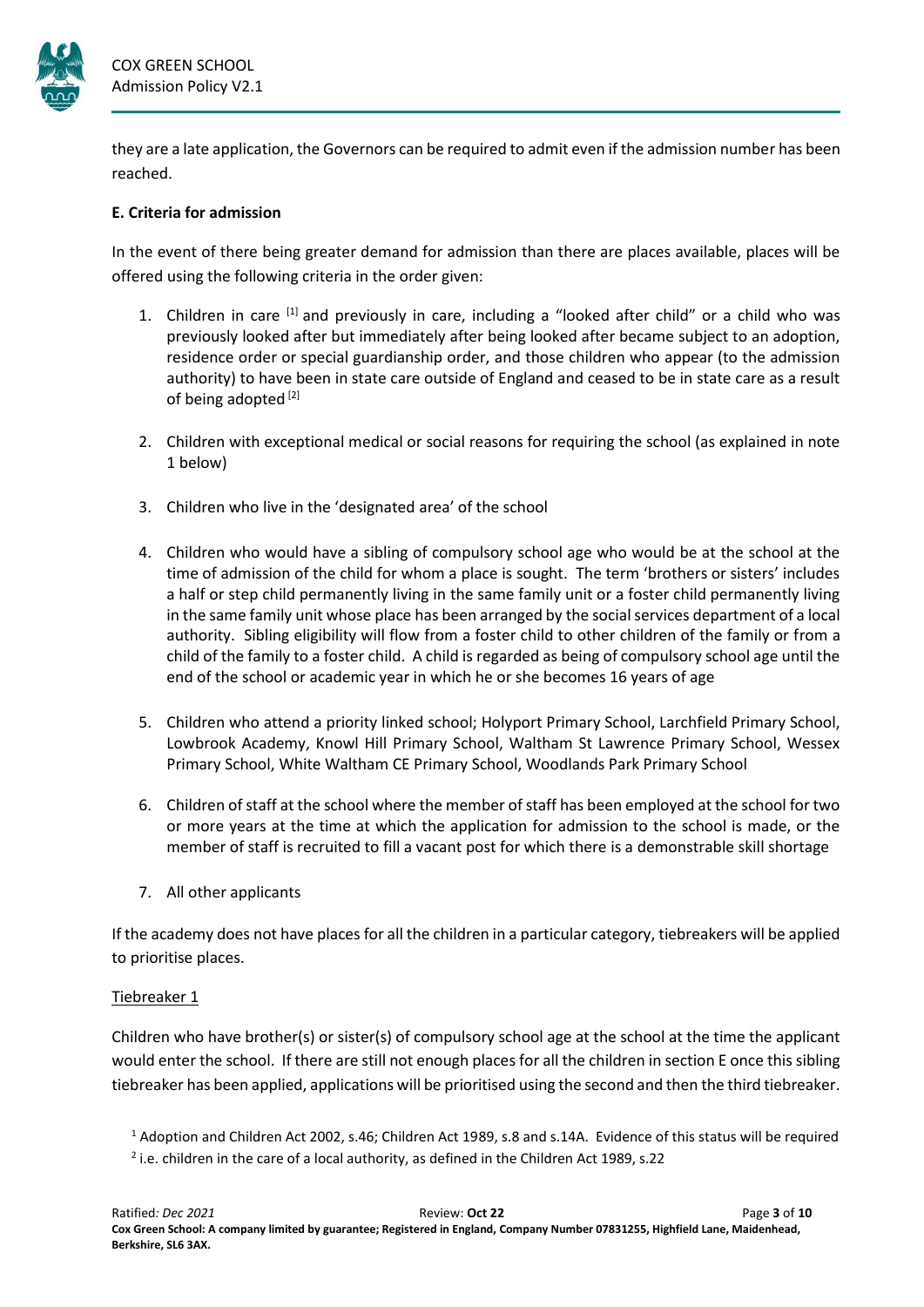they are a late application, the Governors can be required to admit even if the admission number has been reached.

**E. Criteria for admission**

In the event of there being greater demand for admission than there are places available, places will be offered using the following criteria in the order given:

1. Children in care [1] and previously in care, including a "looked after child" or a child who was previously looked after but immediately after being looked after became subject to an adoption, residence order or special guardianship order, and those children who appear (to the admission authority) to have been in state care outside of England and ceased to be in state care as a result of being adopted [2]

2. Children with exceptional medical or social reasons for requiring the school (as explained in note 1 below)

3. Children who live in the 'designated area' of the school

4. Children who would have a sibling of compulsory school age who would be at the school at the time of admission of the child for whom a place is sought. The term 'brothers or sisters' includes a half or step child permanently living in the same family unit or a foster child permanently living in the same family unit whose place has been arranged by the social services department of a local authority. Sibling eligibility will flow from a foster child to other children of the family or from a child of the family to a foster child. A child is regarded as being of compulsory school age until the end of the school or academic year in which he or she becomes 16 years of age

5. Children who attend a priority linked school; Holyport Primary School, Larchfield Primary School, Lowbrook Academy, Knowl Hill Primary School, Waltham St Lawrence Primary School, Wessex Primary School, White Waltham CE Primary School, Woodlands Park Primary School

6. Children of staff at the school where the member of staff has been employed at the school for two or more years at the time at which the application for admission to the school is made, or the member of staff is recruited to fill a vacant post for which there is a demonstrable skill shortage

7. All other applicants

If the academy does not have places for all the children in a particular category, tiebreakers will be applied to prioritise places.

<u>Tiebreaker 1</u>

Children who have brother(s) or sister(s) of compulsory school age at the school at the time the applicant would enter the school. If there are still not enough places for all the children in section E once this sibling tiebreaker has been applied, applications will be prioritised using the second and then the third tiebreaker.

[1] Adoption and Children Act 2002, s.46; Children Act 1989, s.8 and s.14A. Evidence of this status will be required

[2] i.e. children in the care of a local authority, as defined in the Children Act 1989, s.22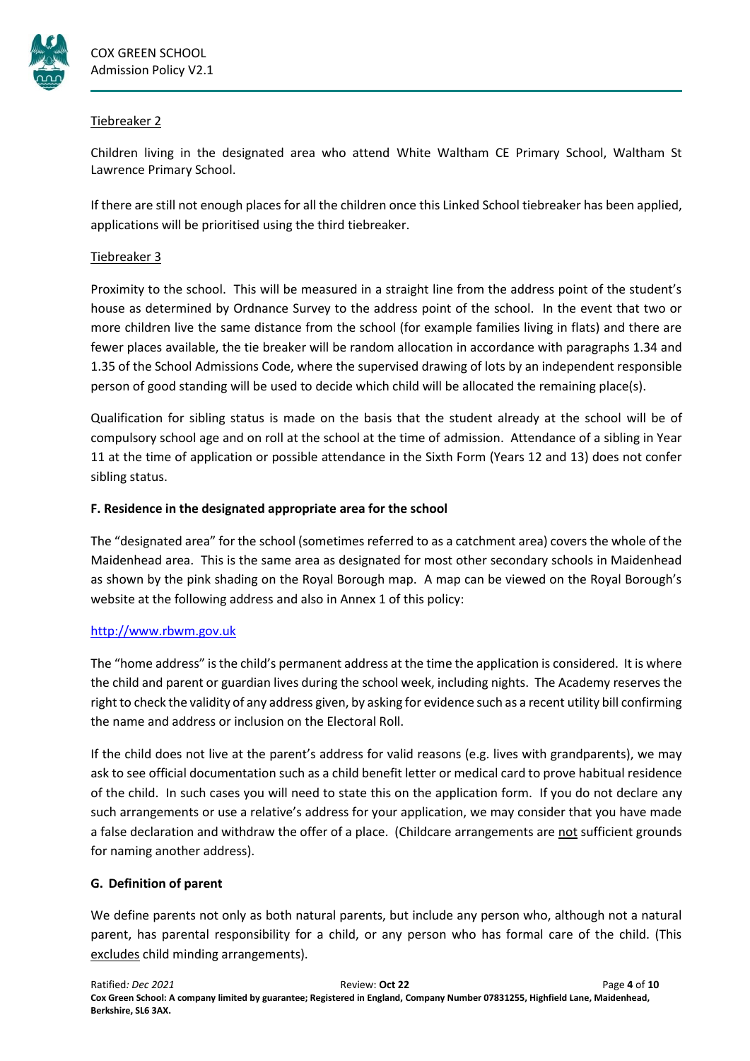Tiebreaker 2

Children living in the designated area who attend White Waltham CE Primary School, Waltham St Lawrence Primary School.

If there are still not enough places for all the children once this Linked School tiebreaker has been applied, applications will be prioritised using the third tiebreaker.

Tiebreaker 3

Proximity to the school. This will be measured in a straight line from the address point of the student's house as determined by Ordnance Survey to the address point of the school. In the event that two or more children live the same distance from the school (for example families living in flats) and there are fewer places available, the tie breaker will be random allocation in accordance with paragraphs 1.34 and 1.35 of the School Admissions Code, where the supervised drawing of lots by an independent responsible person of good standing will be used to decide which child will be allocated the remaining place(s).

Qualification for sibling status is made on the basis that the student already at the school will be of compulsory school age and on roll at the school at the time of admission. Attendance of a sibling in Year 11 at the time of application or possible attendance in the Sixth Form (Years 12 and 13) does not confer sibling status.

**F. Residence in the designated appropriate area for the school**

The "designated area" for the school (sometimes referred to as a catchment area) covers the whole of the Maidenhead area. This is the same area as designated for most other secondary schools in Maidenhead as shown by the pink shading on the Royal Borough map. A map can be viewed on the Royal Borough's website at the following address and also in Annex 1 of this policy:

http://www.rbwm.gov.uk

The "home address" is the child's permanent address at the time the application is considered. It is where the child and parent or guardian lives during the school week, including nights. The Academy reserves the right to check the validity of any address given, by asking for evidence such as a recent utility bill confirming the name and address or inclusion on the Electoral Roll.

If the child does not live at the parent's address for valid reasons (e.g. lives with grandparents), we may ask to see official documentation such as a child benefit letter or medical card to prove habitual residence of the child. In such cases you will need to state this on the application form. If you do not declare any such arrangements or use a relative's address for your application, we may consider that you have made a false declaration and withdraw the offer of a place. (Childcare arrangements are not sufficient grounds for naming another address).

**G. Definition of parent**

We define parents not only as both natural parents, but include any person who, although not a natural parent, has parental responsibility for a child, or any person who has formal care of the child. (This excludes child minding arrangements).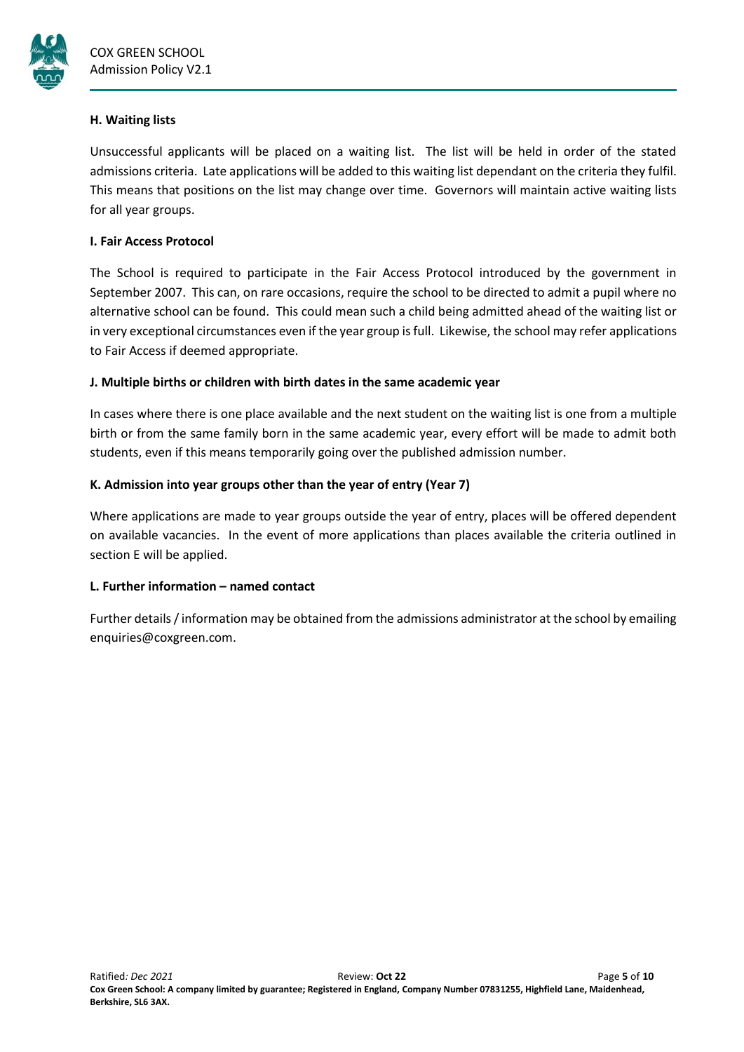### H. Waiting lists

Unsuccessful applicants will be placed on a waiting list. The list will be held in order of the stated admissions criteria. Late applications will be added to this waiting list dependant on the criteria they fulfil. This means that positions on the list may change over time. Governors will maintain active waiting lists for all year groups.

### I. Fair Access Protocol

The School is required to participate in the Fair Access Protocol introduced by the government in September 2007. This can, on rare occasions, require the school to be directed to admit a pupil where no alternative school can be found. This could mean such a child being admitted ahead of the waiting list or in very exceptional circumstances even if the year group is full. Likewise, the school may refer applications to Fair Access if deemed appropriate.

### J. Multiple births or children with birth dates in the same academic year

In cases where there is one place available and the next student on the waiting list is one from a multiple birth or from the same family born in the same academic year, every effort will be made to admit both students, even if this means temporarily going over the published admission number.

### K. Admission into year groups other than the year of entry (Year 7)

Where applications are made to year groups outside the year of entry, places will be offered dependent on available vacancies. In the event of more applications than places available the criteria outlined in section E will be applied.

### L. Further information – named contact

Further details / information may be obtained from the admissions administrator at the school by emailing enquiries@coxgreen.com.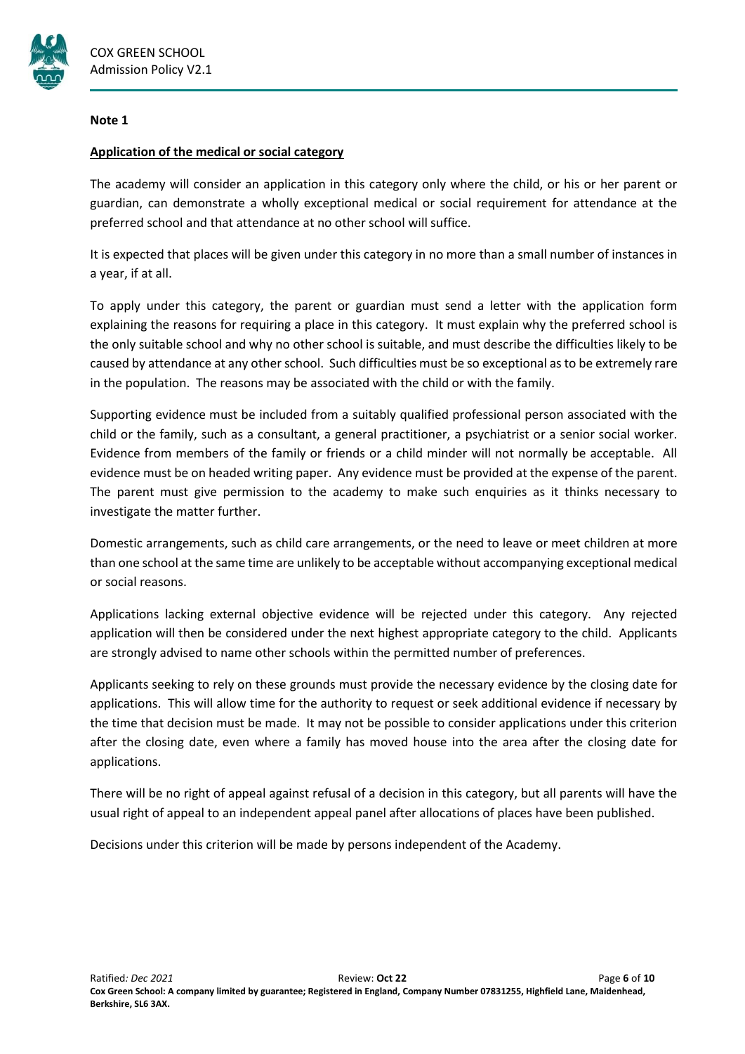**Note 1**

**Application of the medical or social category**

The academy will consider an application in this category only where the child, or his or her parent or guardian, can demonstrate a wholly exceptional medical or social requirement for attendance at the preferred school and that attendance at no other school will suffice.

It is expected that places will be given under this category in no more than a small number of instances in a year, if at all.

To apply under this category, the parent or guardian must send a letter with the application form explaining the reasons for requiring a place in this category. It must explain why the preferred school is the only suitable school and why no other school is suitable, and must describe the difficulties likely to be caused by attendance at any other school. Such difficulties must be so exceptional as to be extremely rare in the population. The reasons may be associated with the child or with the family.

Supporting evidence must be included from a suitably qualified professional person associated with the child or the family, such as a consultant, a general practitioner, a psychiatrist or a senior social worker. Evidence from members of the family or friends or a child minder will not normally be acceptable. All evidence must be on headed writing paper. Any evidence must be provided at the expense of the parent. The parent must give permission to the academy to make such enquiries as it thinks necessary to investigate the matter further.

Domestic arrangements, such as child care arrangements, or the need to leave or meet children at more than one school at the same time are unlikely to be acceptable without accompanying exceptional medical or social reasons.

Applications lacking external objective evidence will be rejected under this category. Any rejected application will then be considered under the next highest appropriate category to the child. Applicants are strongly advised to name other schools within the permitted number of preferences.

Applicants seeking to rely on these grounds must provide the necessary evidence by the closing date for applications. This will allow time for the authority to request or seek additional evidence if necessary by the time that decision must be made. It may not be possible to consider applications under this criterion after the closing date, even where a family has moved house into the area after the closing date for applications.

There will be no right of appeal against refusal of a decision in this category, but all parents will have the usual right of appeal to an independent appeal panel after allocations of places have been published.

Decisions under this criterion will be made by persons independent of the Academy.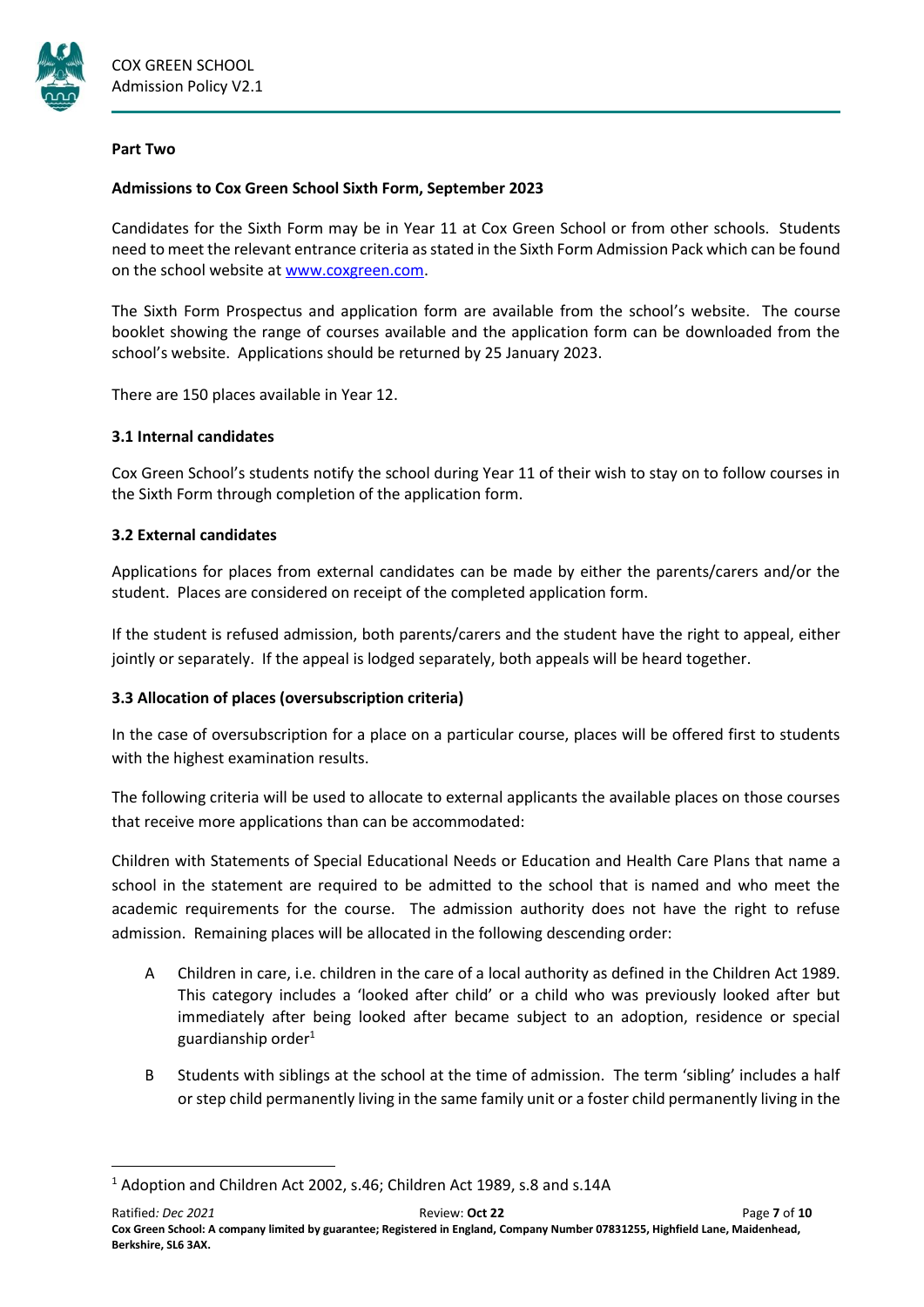**Part Two**

**Admissions to Cox Green School Sixth Form, September 2023**

Candidates for the Sixth Form may be in Year 11 at Cox Green School or from other schools. Students need to meet the relevant entrance criteria as stated in the Sixth Form Admission Pack which can be found on the school website at [www.coxgreen.com](www.coxgreen.com).

The Sixth Form Prospectus and application form are available from the school's website. The course booklet showing the range of courses available and the application form can be downloaded from the school's website. Applications should be returned by 25 January 2023.

There are 150 places available in Year 12.

**3.1 Internal candidates**

Cox Green School's students notify the school during Year 11 of their wish to stay on to follow courses in the Sixth Form through completion of the application form.

**3.2 External candidates**

Applications for places from external candidates can be made by either the parents/carers and/or the student. Places are considered on receipt of the completed application form.

If the student is refused admission, both parents/carers and the student have the right to appeal, either jointly or separately. If the appeal is lodged separately, both appeals will be heard together.

**3.3 Allocation of places (oversubscription criteria)**

In the case of oversubscription for a place on a particular course, places will be offered first to students with the highest examination results.

The following criteria will be used to allocate to external applicants the available places on those courses that receive more applications than can be accommodated:

Children with Statements of Special Educational Needs or Education and Health Care Plans that name a school in the statement are required to be admitted to the school that is named and who meet the academic requirements for the course. The admission authority does not have the right to refuse admission. Remaining places will be allocated in the following descending order:

A Children in care, i.e. children in the care of a local authority as defined in the Children Act 1989. This category includes a 'looked after child' or a child who was previously looked after but immediately after being looked after became subject to an adoption, residence or special guardianship order[1]

B Students with siblings at the school at the time of admission. The term 'sibling' includes a half or step child permanently living in the same family unit or a foster child permanently living in the

[1] Adoption and Children Act 2002, s.46; Children Act 1989, s.8 and s.14A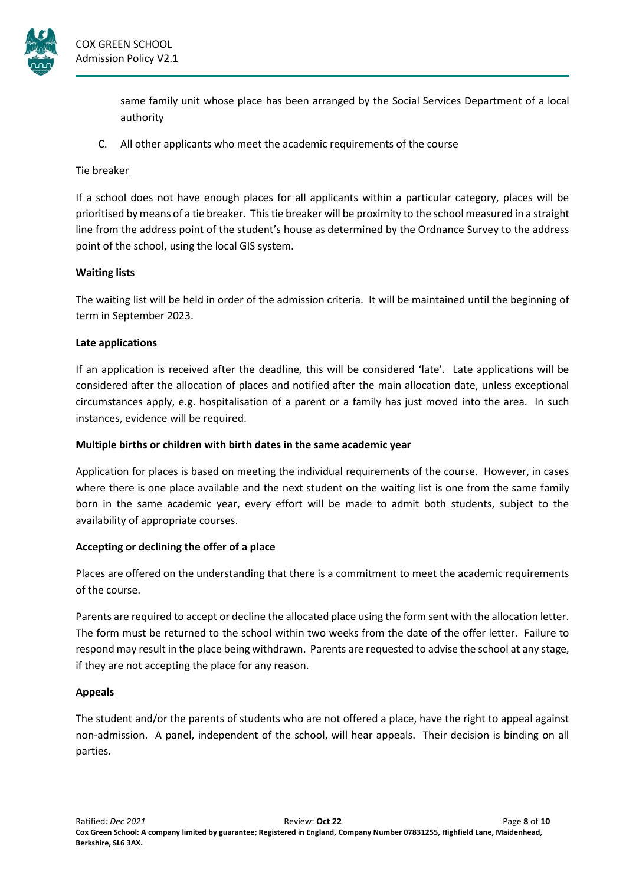same family unit whose place has been arranged by the Social Services Department of a local authority

C. All other applicants who meet the academic requirements of the course

Tie breaker

If a school does not have enough places for all applicants within a particular category, places will be prioritised by means of a tie breaker. This tie breaker will be proximity to the school measured in a straight line from the address point of the student's house as determined by the Ordnance Survey to the address point of the school, using the local GIS system.

**Waiting lists**

The waiting list will be held in order of the admission criteria. It will be maintained until the beginning of term in September 2023.

**Late applications**

If an application is received after the deadline, this will be considered 'late'. Late applications will be considered after the allocation of places and notified after the main allocation date, unless exceptional circumstances apply, e.g. hospitalisation of a parent or a family has just moved into the area. In such instances, evidence will be required.

**Multiple births or children with birth dates in the same academic year**

Application for places is based on meeting the individual requirements of the course. However, in cases where there is one place available and the next student on the waiting list is one from the same family born in the same academic year, every effort will be made to admit both students, subject to the availability of appropriate courses.

**Accepting or declining the offer of a place**

Places are offered on the understanding that there is a commitment to meet the academic requirements of the course.

Parents are required to accept or decline the allocated place using the form sent with the allocation letter. The form must be returned to the school within two weeks from the date of the offer letter. Failure to respond may result in the place being withdrawn. Parents are requested to advise the school at any stage, if they are not accepting the place for any reason.

**Appeals**

The student and/or the parents of students who are not offered a place, have the right to appeal against non-admission. A panel, independent of the school, will hear appeals. Their decision is binding on all parties.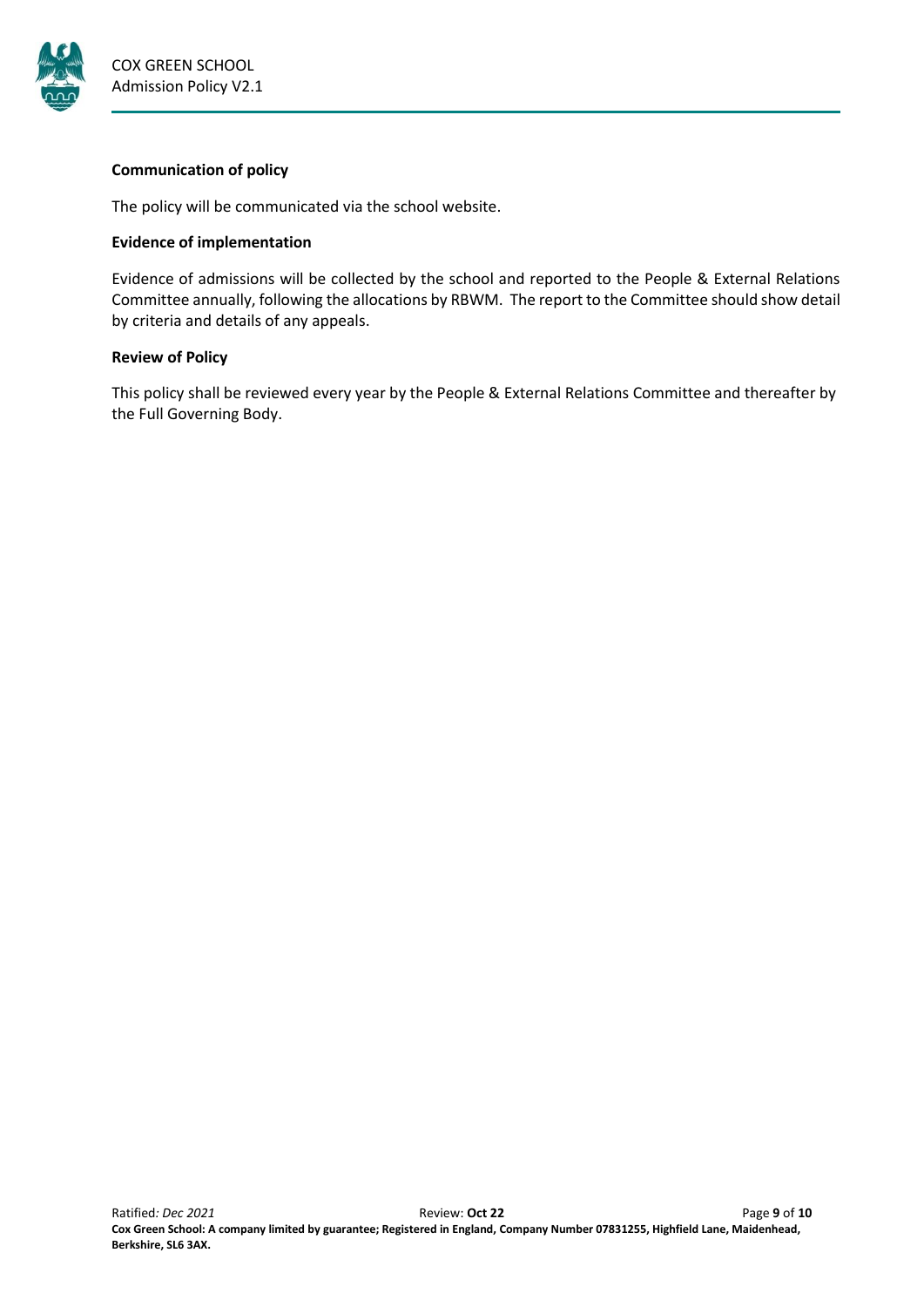**Communication of policy**

The policy will be communicated via the school website.

**Evidence of implementation**

Evidence of admissions will be collected by the school and reported to the People & External Relations Committee annually, following the allocations by RBWM. The report to the Committee should show detail by criteria and details of any appeals.

**Review of Policy**

This policy shall be reviewed every year by the People & External Relations Committee and thereafter by the Full Governing Body.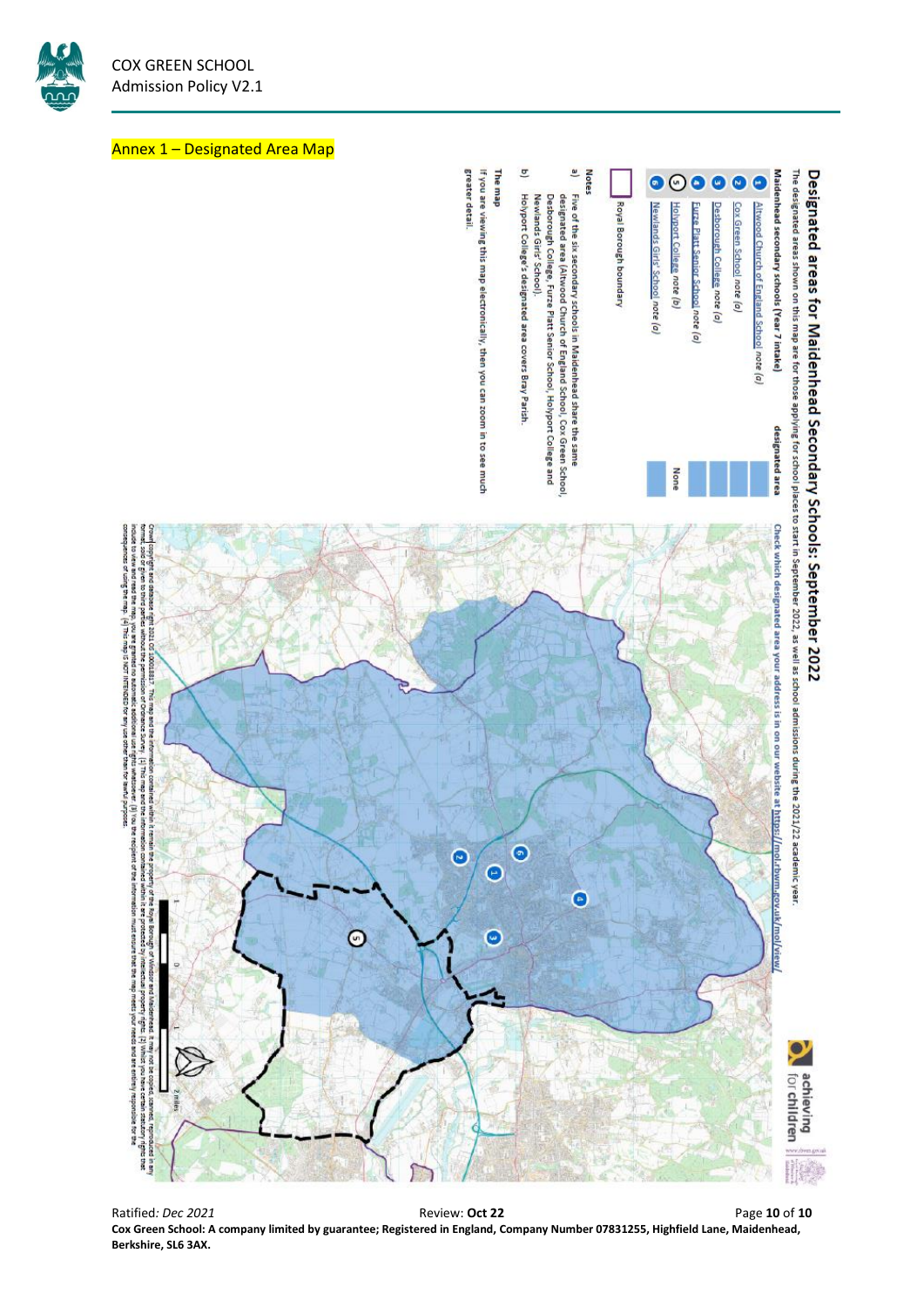## Annex 1 – Designated Area Map

# Designated areas for Maidenhead Secondary Schools: September 2022

The designated areas shown on this map are for those applying for school places to start in September 2022, as well as school admissions during the 2021/22 academic year.

| Maidenhead secondary schools (Year 7 intake) | designated area |
|---|---|
| 1 Altwood Church of England School *note (a)* | |
| 2 Cox Green School *note (a)* | |
| 3 Desborough College *note (a)* | |
| 4 Furze Platt Senior School *note (a)* | |
| 5 Holyport College *note (b)* | None |
| 6 Newlands Girls' School *note (a)* | |

Royal Borough boundary

**Notes**

a) Five of the six secondary schools in Maidenhead share the same designated area (Altwood Church of England School, Cox Green School, Desborough College, Furze Platt Senior School, Holyport College and Newlands Girls' School).

b) Holyport College's designated area covers Bray Parish.

**The map**

If you are viewing this map electronically, then you can zoom in to see much greater detail.

Check which designated area your address is in on our website at https://mol.rbwm.gov.uk/mol/view/

achieving for children